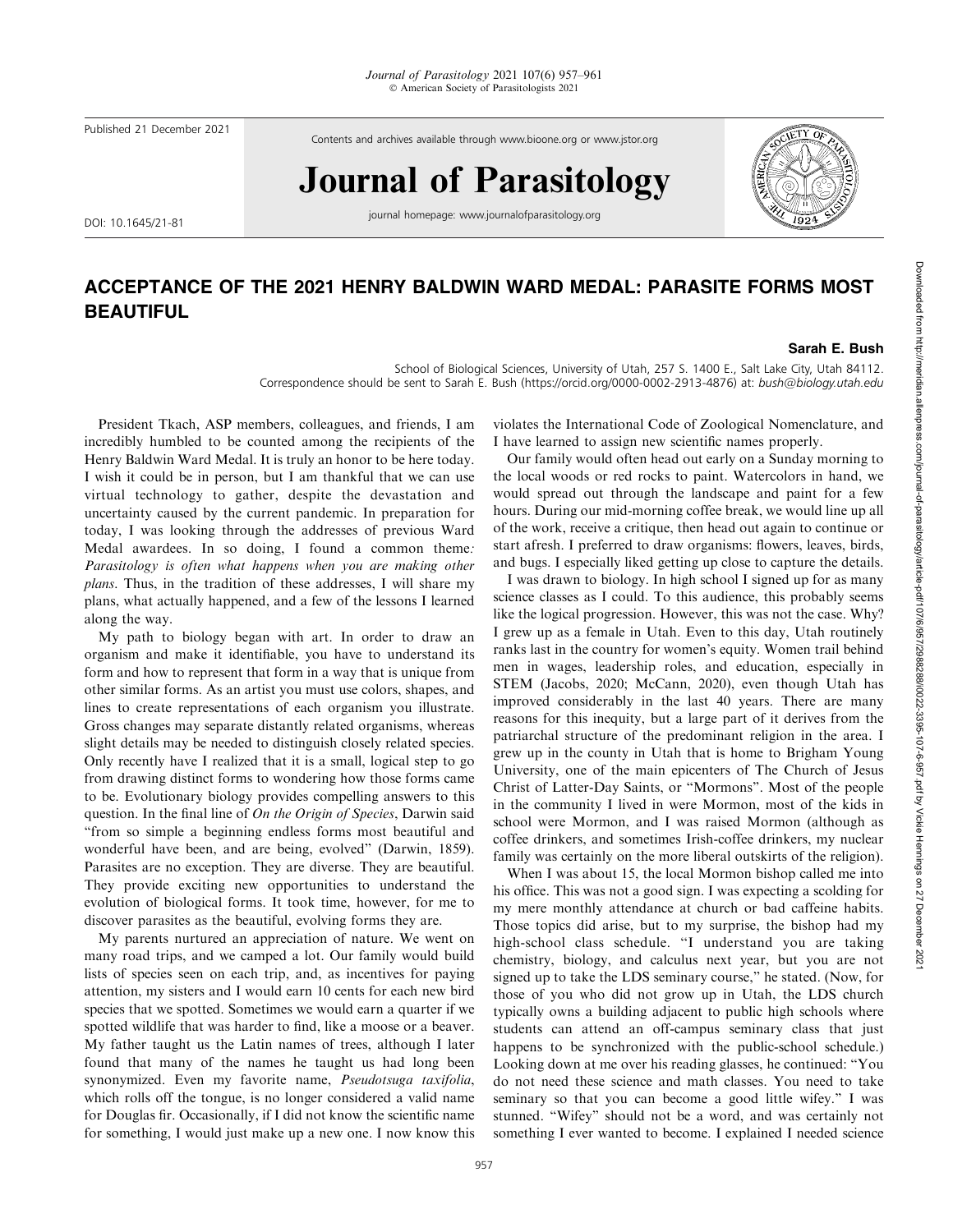# ACCEPTANCE OF THE 2021 HENRY BALDWIN WARD MEDAL: PARASITE FORMS MOST BEAUTIFUL

**Sarah E. Bush**

School of Biological Sciences, University of Utah, 257 S. 1400 E., Salt Lake City, Utah 84112.
Correspondence should be sent to Sarah E. Bush (https://orcid.org/0000-0002-2913-4876) at: *bush@biology.utah.edu*

President Tkach, ASP members, colleagues, and friends, I am incredibly humbled to be counted among the recipients of the Henry Baldwin Ward Medal. It is truly an honor to be here today. I wish it could be in person, but I am thankful that we can use virtual technology to gather, despite the devastation and uncertainty caused by the current pandemic. In preparation for today, I was looking through the addresses of previous Ward Medal awardees. In so doing, I found a common theme: *Parasitology is often what happens when you are making other plans*. Thus, in the tradition of these addresses, I will share my plans, what actually happened, and a few of the lessons I learned along the way.

My path to biology began with art. In order to draw an organism and make it identifiable, you have to understand its form and how to represent that form in a way that is unique from other similar forms. As an artist you must use colors, shapes, and lines to create representations of each organism you illustrate. Gross changes may separate distantly related organisms, whereas slight details may be needed to distinguish closely related species. Only recently have I realized that it is a small, logical step to go from drawing distinct forms to wondering how those forms came to be. Evolutionary biology provides compelling answers to this question. In the final line of *On the Origin of Species*, Darwin said "from so simple a beginning endless forms most beautiful and wonderful have been, and are being, evolved" (Darwin, 1859). Parasites are no exception. They are diverse. They are beautiful. They provide exciting new opportunities to understand the evolution of biological forms. It took time, however, for me to discover parasites as the beautiful, evolving forms they are.

My parents nurtured an appreciation of nature. We went on many road trips, and we camped a lot. Our family would build lists of species seen on each trip, and, as incentives for paying attention, my sisters and I would earn 10 cents for each new bird species that we spotted. Sometimes we would earn a quarter if we spotted wildlife that was harder to find, like a moose or a beaver. My father taught us the Latin names of trees, although I later found that many of the names he taught us had long been synonymized. Even my favorite name, *Pseudotsuga taxifolia*, which rolls off the tongue, is no longer considered a valid name for Douglas fir. Occasionally, if I did not know the scientific name for something, I would just make up a new one. I now know this violates the International Code of Zoological Nomenclature, and I have learned to assign new scientific names properly.

Our family would often head out early on a Sunday morning to the local woods or red rocks to paint. Watercolors in hand, we would spread out through the landscape and paint for a few hours. During our mid-morning coffee break, we would line up all of the work, receive a critique, then head out again to continue or start afresh. I preferred to draw organisms: flowers, leaves, birds, and bugs. I especially liked getting up close to capture the details.

I was drawn to biology. In high school I signed up for as many science classes as I could. To this audience, this probably seems like the logical progression. However, this was not the case. Why? I grew up as a female in Utah. Even to this day, Utah routinely ranks last in the country for women's equity. Women trail behind men in wages, leadership roles, and education, especially in STEM (Jacobs, 2020; McCann, 2020), even though Utah has improved considerably in the last 40 years. There are many reasons for this inequity, but a large part of it derives from the patriarchal structure of the predominant religion in the area. I grew up in the county in Utah that is home to Brigham Young University, one of the main epicenters of The Church of Jesus Christ of Latter-Day Saints, or "Mormons". Most of the people in the community I lived in were Mormon, most of the kids in school were Mormon, and I was raised Mormon (although as coffee drinkers, and sometimes Irish-coffee drinkers, my nuclear family was certainly on the more liberal outskirts of the religion).

When I was about 15, the local Mormon bishop called me into his office. This was not a good sign. I was expecting a scolding for my mere monthly attendance at church or bad caffeine habits. Those topics did arise, but to my surprise, the bishop had my high-school class schedule. "I understand you are taking chemistry, biology, and calculus next year, but you are not signed up to take the LDS seminary course," he stated. (Now, for those of you who did not grow up in Utah, the LDS church typically owns a building adjacent to public high schools where students can attend an off-campus seminary class that just happens to be synchronized with the public-school schedule.) Looking down at me over his reading glasses, he continued: "You do not need these science and math classes. You need to take seminary so that you can become a good little wifey." I was stunned. "Wifey" should not be a word, and was certainly not something I ever wanted to become. I explained I needed science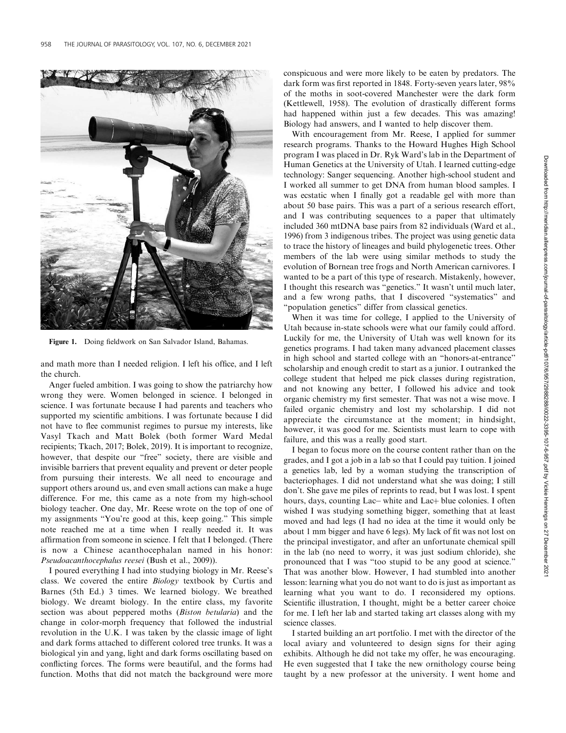Figure 1. Doing fieldwork on San Salvador Island, Bahamas.

and math more than I needed religion. I left his office, and I left the church.

Anger fueled ambition. I was going to show the patriarchy how wrong they were. Women belonged in science. I belonged in science. I was fortunate because I had parents and teachers who supported my scientific ambitions. I was fortunate because I did not have to flee communist regimes to pursue my interests, like Vasyl Tkach and Matt Bolek (both former Ward Medal recipients; Tkach, 2017; Bolek, 2019). It is important to recognize, however, that despite our "free" society, there are visible and invisible barriers that prevent equality and prevent or deter people from pursuing their interests. We all need to encourage and support others around us, and even small actions can make a huge difference. For me, this came as a note from my high-school biology teacher. One day, Mr. Reese wrote on the top of one of my assignments "You're good at this, keep going." This simple note reached me at a time when I really needed it. It was affirmation from someone in science. I felt that I belonged. (There is now a Chinese acanthocephalan named in his honor: *Pseudoacanthocephalus reesei* (Bush et al., 2009)).

I poured everything I had into studying biology in Mr. Reese's class. We covered the entire *Biology* textbook by Curtis and Barnes (5th Ed.) 3 times. We learned biology. We breathed biology. We dreamt biology. In the entire class, my favorite section was about peppered moths (*Biston betularia*) and the change in color-morph frequency that followed the industrial revolution in the U.K. I was taken by the classic image of light and dark forms attached to different colored tree trunks. It was a biological yin and yang, light and dark forms oscillating based on conflicting forces. The forms were beautiful, and the forms had function. Moths that did not match the background were more conspicuous and were more likely to be eaten by predators. The dark form was first reported in 1848. Forty-seven years later, 98% of the moths in soot-covered Manchester were the dark form (Kettlewell, 1958). The evolution of drastically different forms had happened within just a few decades. This was amazing! Biology had answers, and I wanted to help discover them.

With encouragement from Mr. Reese, I applied for summer research programs. Thanks to the Howard Hughes High School program I was placed in Dr. Ryk Ward's lab in the Department of Human Genetics at the University of Utah. I learned cutting-edge technology: Sanger sequencing. Another high-school student and I worked all summer to get DNA from human blood samples. I was ecstatic when I finally got a readable gel with more than about 50 base pairs. This was a part of a serious research effort, and I was contributing sequences to a paper that ultimately included 360 mtDNA base pairs from 82 individuals (Ward et al., 1996) from 3 indigenous tribes. The project was using genetic data to trace the history of lineages and build phylogenetic trees. Other members of the lab were using similar methods to study the evolution of Bornean tree frogs and North American carnivores. I wanted to be a part of this type of research. Mistakenly, however, I thought this research was "genetics." It wasn't until much later, and a few wrong paths, that I discovered "systematics" and "population genetics" differ from classical genetics.

When it was time for college, I applied to the University of Utah because in-state schools were what our family could afford. Luckily for me, the University of Utah was well known for its genetics programs. I had taken many advanced placement classes in high school and started college with an "honors-at-entrance" scholarship and enough credit to start as a junior. I outranked the college student that helped me pick classes during registration, and not knowing any better, I followed his advice and took organic chemistry my first semester. That was not a wise move. I failed organic chemistry and lost my scholarship. I did not appreciate the circumstance at the moment; in hindsight, however, it was good for me. Scientists must learn to cope with failure, and this was a really good start.

I began to focus more on the course content rather than on the grades, and I got a job in a lab so that I could pay tuition. I joined a genetics lab, led by a woman studying the transcription of bacteriophages. I did not understand what she was doing; I still don't. She gave me piles of reprints to read, but I was lost. I spent hours, days, counting Lac– white and Lac+ blue colonies. I often wished I was studying something bigger, something that at least moved and had legs (I had no idea at the time it would only be about 1 mm bigger and have 6 legs). My lack of fit was not lost on the principal investigator, and after an unfortunate chemical spill in the lab (no need to worry, it was just sodium chloride), she pronounced that I was "too stupid to be any good at science." That was another blow. However, I had stumbled into another lesson: learning what you do not want to do is just as important as learning what you want to do. I reconsidered my options. Scientific illustration, I thought, might be a better career choice for me. I left her lab and started taking art classes along with my science classes.

I started building an art portfolio. I met with the director of the local aviary and volunteered to design signs for their aging exhibits. Although he did not take my offer, he was encouraging. He even suggested that I take the new ornithology course being taught by a new professor at the university. I went home and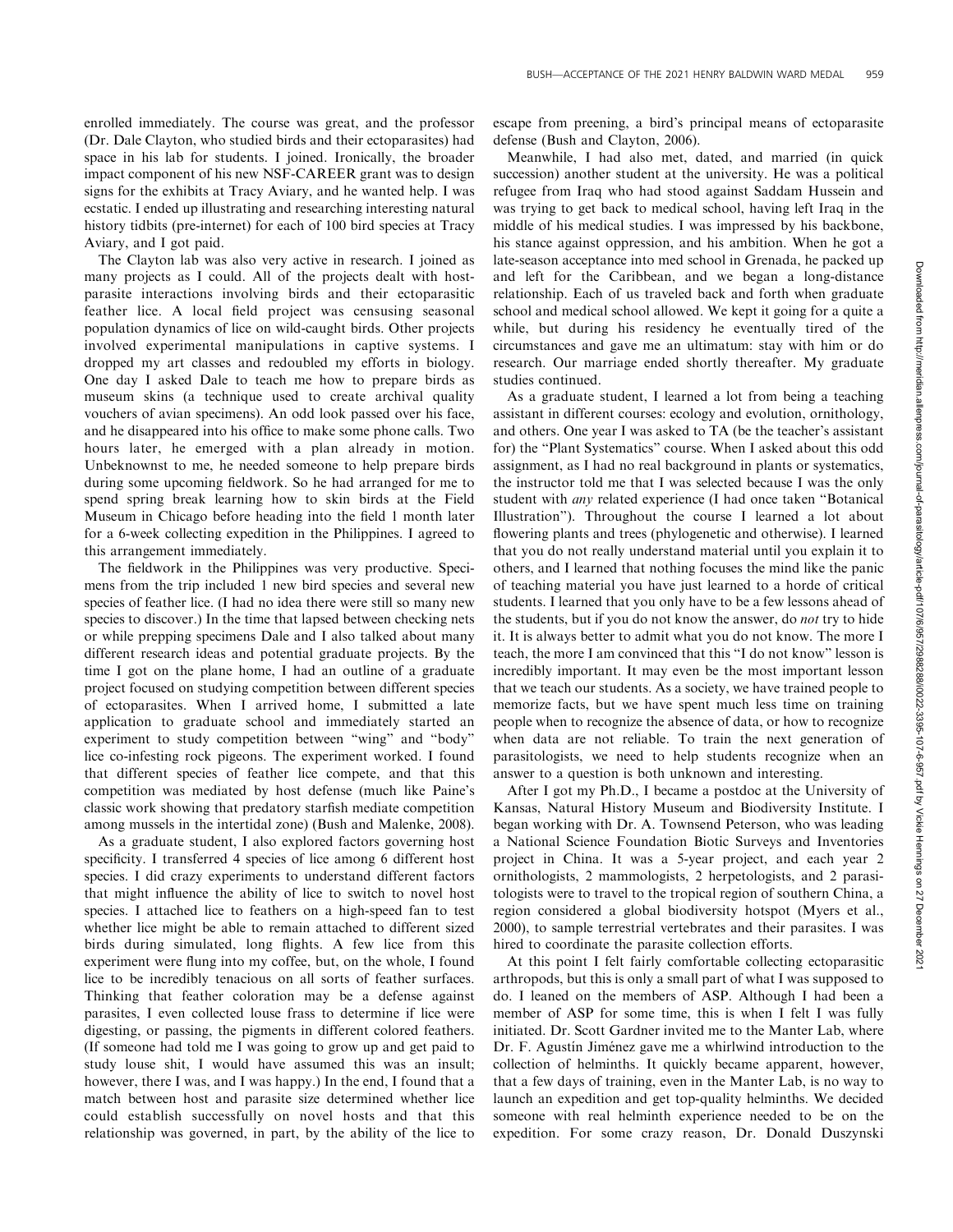enrolled immediately. The course was great, and the professor (Dr. Dale Clayton, who studied birds and their ectoparasites) had space in his lab for students. I joined. Ironically, the broader impact component of his new NSF-CAREER grant was to design signs for the exhibits at Tracy Aviary, and he wanted help. I was ecstatic. I ended up illustrating and researching interesting natural history tidbits (pre-internet) for each of 100 bird species at Tracy Aviary, and I got paid.

The Clayton lab was also very active in research. I joined as many projects as I could. All of the projects dealt with host-parasite interactions involving birds and their ectoparasitic feather lice. A local field project was censusing seasonal population dynamics of lice on wild-caught birds. Other projects involved experimental manipulations in captive systems. I dropped my art classes and redoubled my efforts in biology. One day I asked Dale to teach me how to prepare birds as museum skins (a technique used to create archival quality vouchers of avian specimens). An odd look passed over his face, and he disappeared into his office to make some phone calls. Two hours later, he emerged with a plan already in motion. Unbeknownst to me, he needed someone to help prepare birds during some upcoming fieldwork. So he had arranged for me to spend spring break learning how to skin birds at the Field Museum in Chicago before heading into the field 1 month later for a 6-week collecting expedition in the Philippines. I agreed to this arrangement immediately.

The fieldwork in the Philippines was very productive. Specimens from the trip included 1 new bird species and several new species of feather lice. (I had no idea there were still so many new species to discover.) In the time that lapsed between checking nets or while prepping specimens Dale and I also talked about many different research ideas and potential graduate projects. By the time I got on the plane home, I had an outline of a graduate project focused on studying competition between different species of ectoparasites. When I arrived home, I submitted a late application to graduate school and immediately started an experiment to study competition between "wing" and "body" lice co-infesting rock pigeons. The experiment worked. I found that different species of feather lice compete, and that this competition was mediated by host defense (much like Paine's classic work showing that predatory starfish mediate competition among mussels in the intertidal zone) (Bush and Malenke, 2008).

As a graduate student, I also explored factors governing host specificity. I transferred 4 species of lice among 6 different host species. I did crazy experiments to understand different factors that might influence the ability of lice to switch to novel host species. I attached lice to feathers on a high-speed fan to test whether lice might be able to remain attached to different sized birds during simulated, long flights. A few lice from this experiment were flung into my coffee, but, on the whole, I found lice to be incredibly tenacious on all sorts of feather surfaces. Thinking that feather coloration may be a defense against parasites, I even collected louse frass to determine if lice were digesting, or passing, the pigments in different colored feathers. (If someone had told me I was going to grow up and get paid to study louse shit, I would have assumed this was an insult; however, there I was, and I was happy.) In the end, I found that a match between host and parasite size determined whether lice could establish successfully on novel hosts and that this relationship was governed, in part, by the ability of the lice to escape from preening, a bird's principal means of ectoparasite defense (Bush and Clayton, 2006).

Meanwhile, I had also met, dated, and married (in quick succession) another student at the university. He was a political refugee from Iraq who had stood against Saddam Hussein and was trying to get back to medical school, having left Iraq in the middle of his medical studies. I was impressed by his backbone, his stance against oppression, and his ambition. When he got a late-season acceptance into med school in Grenada, he packed up and left for the Caribbean, and we began a long-distance relationship. Each of us traveled back and forth when graduate school and medical school allowed. We kept it going for a quite a while, but during his residency he eventually tired of the circumstances and gave me an ultimatum: stay with him or do research. Our marriage ended shortly thereafter. My graduate studies continued.

As a graduate student, I learned a lot from being a teaching assistant in different courses: ecology and evolution, ornithology, and others. One year I was asked to TA (be the teacher's assistant for) the "Plant Systematics" course. When I asked about this odd assignment, as I had no real background in plants or systematics, the instructor told me that I was selected because I was the only student with *any* related experience (I had once taken "Botanical Illustration"). Throughout the course I learned a lot about flowering plants and trees (phylogenetic and otherwise). I learned that you do not really understand material until you explain it to others, and I learned that nothing focuses the mind like the panic of teaching material you have just learned to a horde of critical students. I learned that you only have to be a few lessons ahead of the students, but if you do not know the answer, do *not* try to hide it. It is always better to admit what you do not know. The more I teach, the more I am convinced that this "I do not know" lesson is incredibly important. It may even be the most important lesson that we teach our students. As a society, we have trained people to memorize facts, but we have spent much less time on training people when to recognize the absence of data, or how to recognize when data are not reliable. To train the next generation of parasitologists, we need to help students recognize when an answer to a question is both unknown and interesting.

After I got my Ph.D., I became a postdoc at the University of Kansas, Natural History Museum and Biodiversity Institute. I began working with Dr. A. Townsend Peterson, who was leading a National Science Foundation Biotic Surveys and Inventories project in China. It was a 5-year project, and each year 2 ornithologists, 2 mammologists, 2 herpetologists, and 2 parasitologists were to travel to the tropical region of southern China, a region considered a global biodiversity hotspot (Myers et al., 2000), to sample terrestrial vertebrates and their parasites. I was hired to coordinate the parasite collection efforts.

At this point I felt fairly comfortable collecting ectoparasitic arthropods, but this is only a small part of what I was supposed to do. I leaned on the members of ASP. Although I had been a member of ASP for some time, this is when I felt I was fully initiated. Dr. Scott Gardner invited me to the Manter Lab, where Dr. F. Agustín Jiménez gave me a whirlwind introduction to the collection of helminths. It quickly became apparent, however, that a few days of training, even in the Manter Lab, is no way to launch an expedition and get top-quality helminths. We decided someone with real helminth experience needed to be on the expedition. For some crazy reason, Dr. Donald Duszynski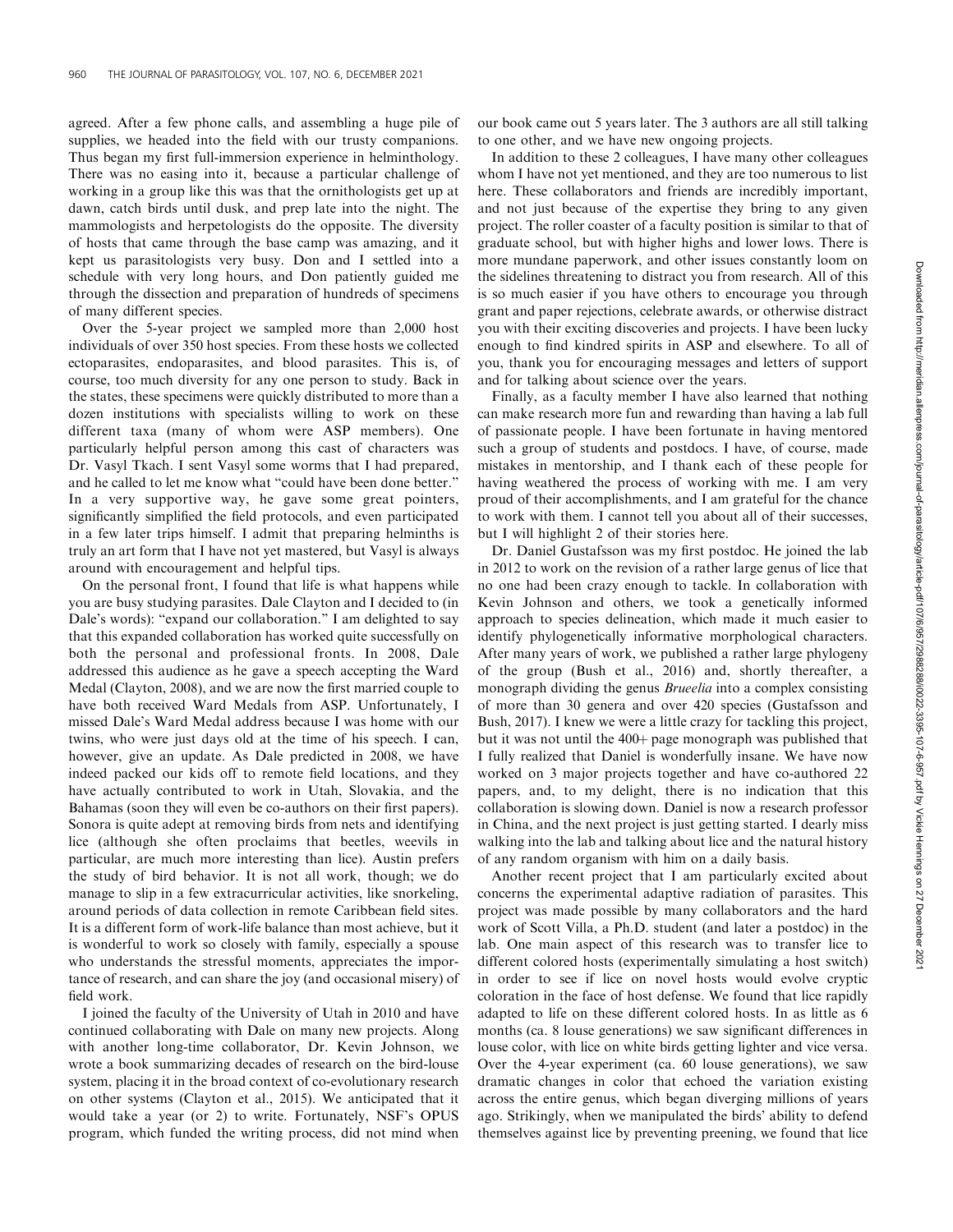agreed. After a few phone calls, and assembling a huge pile of supplies, we headed into the field with our trusty companions. Thus began my first full-immersion experience in helminthology. There was no easing into it, because a particular challenge of working in a group like this was that the ornithologists get up at dawn, catch birds until dusk, and prep late into the night. The mammologists and herpetologists do the opposite. The diversity of hosts that came through the base camp was amazing, and it kept us parasitologists very busy. Don and I settled into a schedule with very long hours, and Don patiently guided me through the dissection and preparation of hundreds of specimens of many different species.

Over the 5-year project we sampled more than 2,000 host individuals of over 350 host species. From these hosts we collected ectoparasites, endoparasites, and blood parasites. This is, of course, too much diversity for any one person to study. Back in the states, these specimens were quickly distributed to more than a dozen institutions with specialists willing to work on these different taxa (many of whom were ASP members). One particularly helpful person among this cast of characters was Dr. Vasyl Tkach. I sent Vasyl some worms that I had prepared, and he called to let me know what "could have been done better." In a very supportive way, he gave some great pointers, significantly simplified the field protocols, and even participated in a few later trips himself. I admit that preparing helminths is truly an art form that I have not yet mastered, but Vasyl is always around with encouragement and helpful tips.

On the personal front, I found that life is what happens while you are busy studying parasites. Dale Clayton and I decided to (in Dale's words): "expand our collaboration." I am delighted to say that this expanded collaboration has worked quite successfully on both the personal and professional fronts. In 2008, Dale addressed this audience as he gave a speech accepting the Ward Medal (Clayton, 2008), and we are now the first married couple to have both received Ward Medals from ASP. Unfortunately, I missed Dale's Ward Medal address because I was home with our twins, who were just days old at the time of his speech. I can, however, give an update. As Dale predicted in 2008, we have indeed packed our kids off to remote field locations, and they have actually contributed to work in Utah, Slovakia, and the Bahamas (soon they will even be co-authors on their first papers). Sonora is quite adept at removing birds from nets and identifying lice (although she often proclaims that beetles, weevils in particular, are much more interesting than lice). Austin prefers the study of bird behavior. It is not all work, though; we do manage to slip in a few extracurricular activities, like snorkeling, around periods of data collection in remote Caribbean field sites. It is a different form of work-life balance than most achieve, but it is wonderful to work so closely with family, especially a spouse who understands the stressful moments, appreciates the importance of research, and can share the joy (and occasional misery) of field work.

I joined the faculty of the University of Utah in 2010 and have continued collaborating with Dale on many new projects. Along with another long-time collaborator, Dr. Kevin Johnson, we wrote a book summarizing decades of research on the bird-louse system, placing it in the broad context of co-evolutionary research on other systems (Clayton et al., 2015). We anticipated that it would take a year (or 2) to write. Fortunately, NSF's OPUS program, which funded the writing process, did not mind when our book came out 5 years later. The 3 authors are all still talking to one other, and we have new ongoing projects.

In addition to these 2 colleagues, I have many other colleagues whom I have not yet mentioned, and they are too numerous to list here. These collaborators and friends are incredibly important, and not just because of the expertise they bring to any given project. The roller coaster of a faculty position is similar to that of graduate school, but with higher highs and lower lows. There is more mundane paperwork, and other issues constantly loom on the sidelines threatening to distract you from research. All of this is so much easier if you have others to encourage you through grant and paper rejections, celebrate awards, or otherwise distract you with their exciting discoveries and projects. I have been lucky enough to find kindred spirits in ASP and elsewhere. To all of you, thank you for encouraging messages and letters of support and for talking about science over the years.

Finally, as a faculty member I have also learned that nothing can make research more fun and rewarding than having a lab full of passionate people. I have been fortunate in having mentored such a group of students and postdocs. I have, of course, made mistakes in mentorship, and I thank each of these people for having weathered the process of working with me. I am very proud of their accomplishments, and I am grateful for the chance to work with them. I cannot tell you about all of their successes, but I will highlight 2 of their stories here.

Dr. Daniel Gustafsson was my first postdoc. He joined the lab in 2012 to work on the revision of a rather large genus of lice that no one had been crazy enough to tackle. In collaboration with Kevin Johnson and others, we took a genetically informed approach to species delineation, which made it much easier to identify phylogenetically informative morphological characters. After many years of work, we published a rather large phylogeny of the group (Bush et al., 2016) and, shortly thereafter, a monograph dividing the genus *Brueelia* into a complex consisting of more than 30 genera and over 420 species (Gustafsson and Bush, 2017). I knew we were a little crazy for tackling this project, but it was not until the 400+ page monograph was published that I fully realized that Daniel is wonderfully insane. We have now worked on 3 major projects together and have co-authored 22 papers, and, to my delight, there is no indication that this collaboration is slowing down. Daniel is now a research professor in China, and the next project is just getting started. I dearly miss walking into the lab and talking about lice and the natural history of any random organism with him on a daily basis.

Another recent project that I am particularly excited about concerns the experimental adaptive radiation of parasites. This project was made possible by many collaborators and the hard work of Scott Villa, a Ph.D. student (and later a postdoc) in the lab. One main aspect of this research was to transfer lice to different colored hosts (experimentally simulating a host switch) in order to see if lice on novel hosts would evolve cryptic coloration in the face of host defense. We found that lice rapidly adapted to life on these different colored hosts. In as little as 6 months (ca. 8 louse generations) we saw significant differences in louse color, with lice on white birds getting lighter and vice versa. Over the 4-year experiment (ca. 60 louse generations), we saw dramatic changes in color that echoed the variation existing across the entire genus, which began diverging millions of years ago. Strikingly, when we manipulated the birds' ability to defend themselves against lice by preventing preening, we found that lice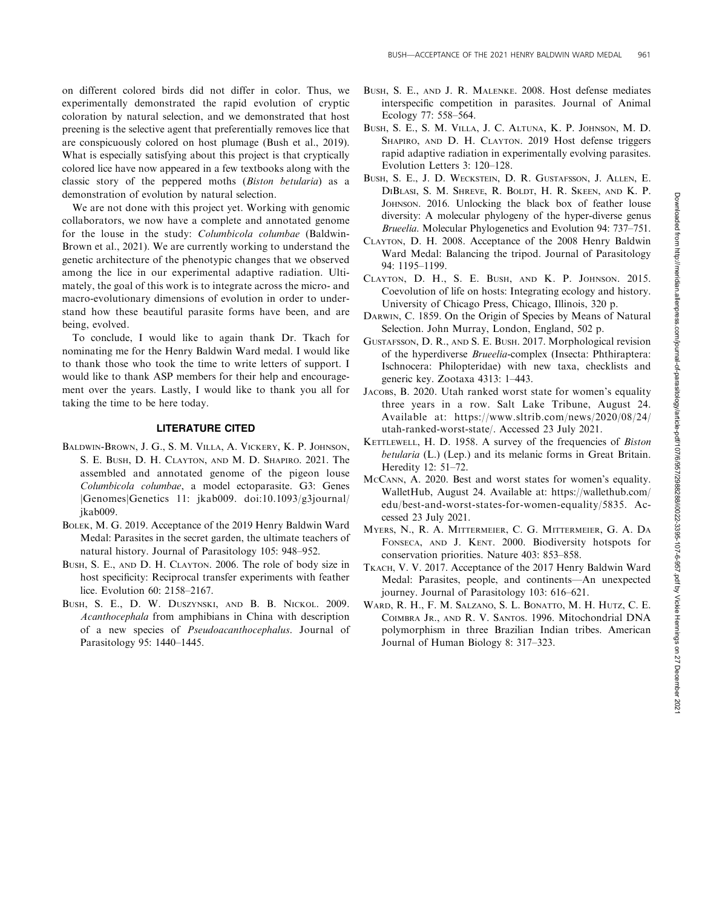on different colored birds did not differ in color. Thus, we experimentally demonstrated the rapid evolution of cryptic coloration by natural selection, and we demonstrated that host preening is the selective agent that preferentially removes lice that are conspicuously colored on host plumage (Bush et al., 2019). What is especially satisfying about this project is that cryptically colored lice have now appeared in a few textbooks along with the classic story of the peppered moths (*Biston betularia*) as a demonstration of evolution by natural selection.

We are not done with this project yet. Working with genomic collaborators, we now have a complete and annotated genome for the louse in the study: *Columbicola columbae* (Baldwin-Brown et al., 2021). We are currently working to understand the genetic architecture of the phenotypic changes that we observed among the lice in our experimental adaptive radiation. Ultimately, the goal of this work is to integrate across the micro- and macro-evolutionary dimensions of evolution in order to understand how these beautiful parasite forms have been, and are being, evolved.

To conclude, I would like to again thank Dr. Tkach for nominating me for the Henry Baldwin Ward medal. I would like to thank those who took the time to write letters of support. I would like to thank ASP members for their help and encouragement over the years. Lastly, I would like to thank you all for taking the time to be here today.

## LITERATURE CITED

Baldwin-Brown, J. G., S. M. Villa, A. Vickery, K. P. Johnson, S. E. Bush, D. H. Clayton, and M. D. Shapiro. 2021. The assembled and annotated genome of the pigeon louse *Columbicola columbae*, a model ectoparasite. G3: Genes|Genomes|Genetics 11: jkab009. doi:10.1093/g3journal/jkab009.

Bolek, M. G. 2019. Acceptance of the 2019 Henry Baldwin Ward Medal: Parasites in the secret garden, the ultimate teachers of natural history. Journal of Parasitology 105: 948–952.

Bush, S. E., and D. H. Clayton. 2006. The role of body size in host specificity: Reciprocal transfer experiments with feather lice. Evolution 60: 2158–2167.

Bush, S. E., D. W. Duszynski, and B. B. Nickol. 2009. *Acanthocephala* from amphibians in China with description of a new species of *Pseudoacanthocephalus*. Journal of Parasitology 95: 1440–1445.

Bush, S. E., and J. R. Malenke. 2008. Host defense mediates interspecific competition in parasites. Journal of Animal Ecology 77: 558–564.

Bush, S. E., S. M. Villa, J. C. Altuna, K. P. Johnson, M. D. Shapiro, and D. H. Clayton. 2019 Host defense triggers rapid adaptive radiation in experimentally evolving parasites. Evolution Letters 3: 120–128.

Bush, S. E., J. D. Weckstein, D. R. Gustafsson, J. Allen, E. DiBlasi, S. M. Shreve, R. Boldt, H. R. Skeen, and K. P. Johnson. 2016. Unlocking the black box of feather louse diversity: A molecular phylogeny of the hyper-diverse genus *Brueelia*. Molecular Phylogenetics and Evolution 94: 737–751.

Clayton, D. H. 2008. Acceptance of the 2008 Henry Baldwin Ward Medal: Balancing the tripod. Journal of Parasitology 94: 1195–1199.

Clayton, D. H., S. E. Bush, and K. P. Johnson. 2015. Coevolution of life on hosts: Integrating ecology and history. University of Chicago Press, Chicago, Illinois, 320 p.

Darwin, C. 1859. On the Origin of Species by Means of Natural Selection. John Murray, London, England, 502 p.

Gustafsson, D. R., and S. E. Bush. 2017. Morphological revision of the hyperdiverse *Brueelia*-complex (Insecta: Phthiraptera: Ischnocera: Philopteridae) with new taxa, checklists and generic key. Zootaxa 4313: 1–443.

Jacobs, B. 2020. Utah ranked worst state for women's equality three years in a row. Salt Lake Tribune, August 24. Available at: https://www.sltrib.com/news/2020/08/24/utah-ranked-worst-state/. Accessed 23 July 2021.

Kettlewell, H. D. 1958. A survey of the frequencies of *Biston betularia* (L.) (Lep.) and its melanic forms in Great Britain. Heredity 12: 51–72.

McCann, A. 2020. Best and worst states for women's equality. WalletHub, August 24. Available at: https://wallethub.com/edu/best-and-worst-states-for-women-equality/5835. Accessed 23 July 2021.

Myers, N., R. A. Mittermeier, C. G. Mittermeier, G. A. Da Fonseca, and J. Kent. 2000. Biodiversity hotspots for conservation priorities. Nature 403: 853–858.

Tkach, V. V. 2017. Acceptance of the 2017 Henry Baldwin Ward Medal: Parasites, people, and continents—An unexpected journey. Journal of Parasitology 103: 616–621.

Ward, R. H., F. M. Salzano, S. L. Bonatto, M. H. Hutz, C. E. Coimbra Jr., and R. V. Santos. 1996. Mitochondrial DNA polymorphism in three Brazilian Indian tribes. American Journal of Human Biology 8: 317–323.